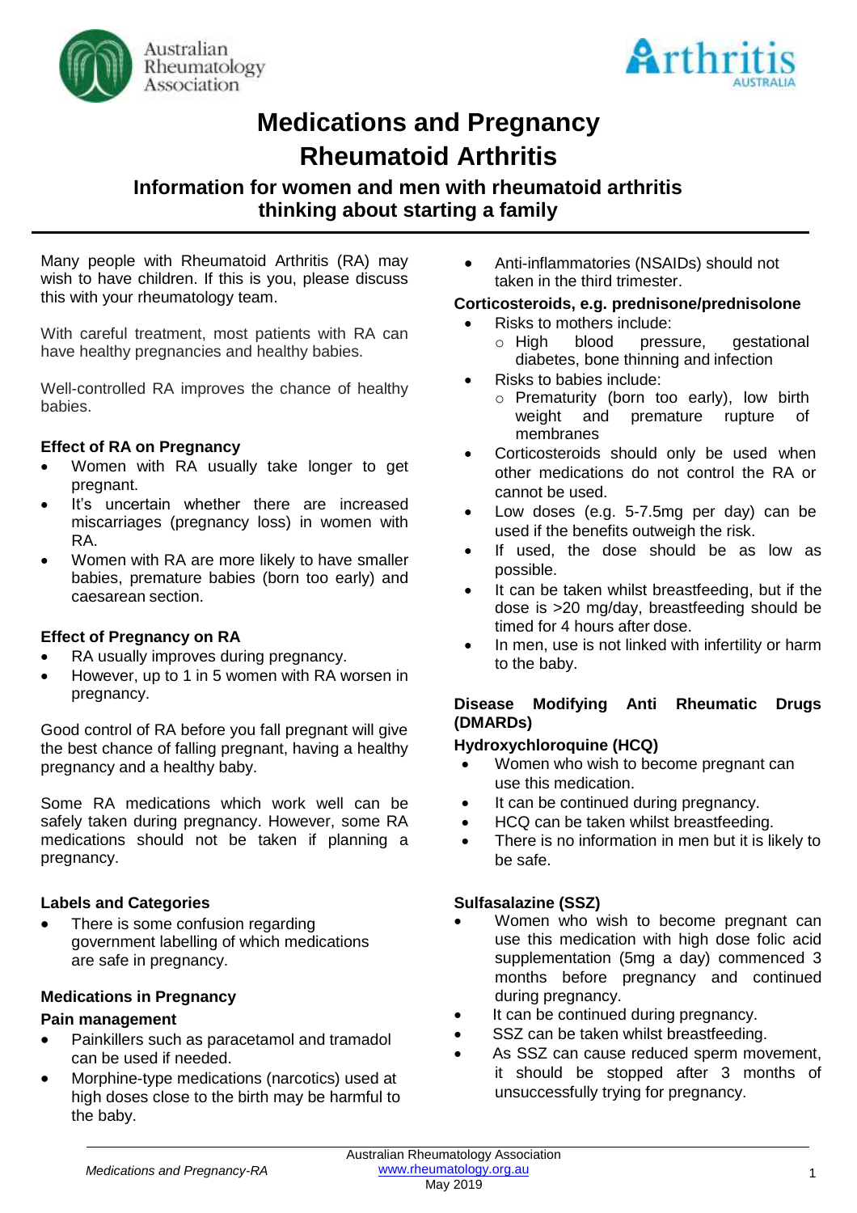# Medications and Pregnancy

# Rheumatoid Arthritis

## Information for women and men with rheumatoid arthritis thinking about starting a family

Many people with Rheumatoid Arthritis (RA) may wish to have children. If this is you, please discuss this with your rheumatology team.

With careful treatment, most patients with RA can have healthy pregnancies and healthy babies.

Well-controlled RA improves the chance of healthy babies.

**Effect of RA on Pregnancy**

- Women with RA usually take longer to get pregnant.
- It's uncertain whether there are increased miscarriages (pregnancy loss) in women with RA.
- Women with RA are more likely to have smaller babies, premature babies (born too early) and caesarean section.

**Effect of Pregnancy on RA**

- RA usually improves during pregnancy.
- However, up to 1 in 5 women with RA worsen in pregnancy.

Good control of RA before you fall pregnant will give the best chance of falling pregnant, having a healthy pregnancy and a healthy baby.

Some RA medications which work well can be safely taken during pregnancy. However, some RA medications should not be taken if planning a pregnancy.

**Labels and Categories**

- There is some confusion regarding government labelling of which medications are safe in pregnancy.

**Medications in Pregnancy**

**Pain management**

- Painkillers such as paracetamol and tramadol can be used if needed.
- Morphine-type medications (narcotics) used at high doses close to the birth may be harmful to the baby.
- Anti-inflammatories (NSAIDs) should not taken in the third trimester.

**Corticosteroids, e.g. prednisone/prednisolone**

- Risks to mothers include:
  - High blood pressure, gestational diabetes, bone thinning and infection
- Risks to babies include:
  - Prematurity (born too early), low birth weight and premature rupture of membranes
- Corticosteroids should only be used when other medications do not control the RA or cannot be used.
- Low doses (e.g. 5-7.5mg per day) can be used if the benefits outweigh the risk.
- If used, the dose should be as low as possible.
- It can be taken whilst breastfeeding, but if the dose is >20 mg/day, breastfeeding should be timed for 4 hours after dose.
- In men, use is not linked with infertility or harm to the baby.

**Disease Modifying Anti Rheumatic Drugs (DMARDs)**

**Hydroxychloroquine (HCQ)**

- Women who wish to become pregnant can use this medication.
- It can be continued during pregnancy.
- HCQ can be taken whilst breastfeeding.
- There is no information in men but it is likely to be safe.

**Sulfasalazine (SSZ)**

- Women who wish to become pregnant can use this medication with high dose folic acid supplementation (5mg a day) commenced 3 months before pregnancy and continued during pregnancy.
- It can be continued during pregnancy.
- SSZ can be taken whilst breastfeeding.
- As SSZ can cause reduced sperm movement, it should be stopped after 3 months of unsuccessfully trying for pregnancy.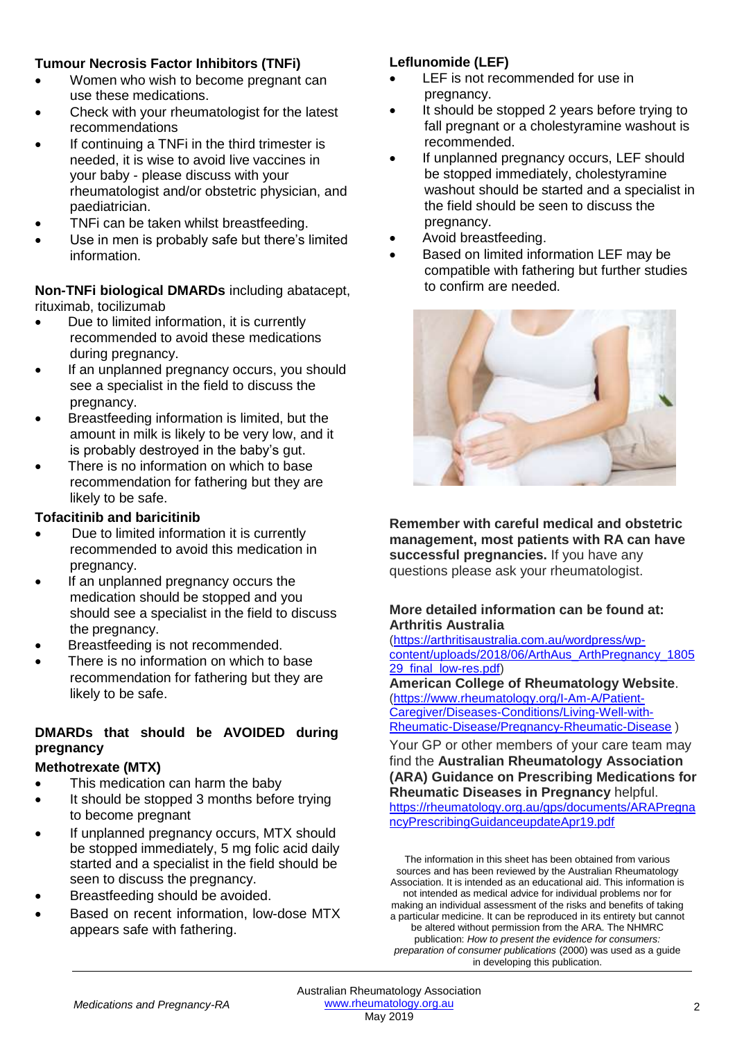### Tumour Necrosis Factor Inhibitors (TNFi)

- Women who wish to become pregnant can use these medications.
- Check with your rheumatologist for the latest recommendations
- If continuing a TNFi in the third trimester is needed, it is wise to avoid live vaccines in your baby - please discuss with your rheumatologist and/or obstetric physician, and paediatrician.
- TNFi can be taken whilst breastfeeding.
- Use in men is probably safe but there's limited information.

**Non-TNFi biological DMARDs** including abatacept, rituximab, tocilizumab

- Due to limited information, it is currently recommended to avoid these medications during pregnancy.
- If an unplanned pregnancy occurs, you should see a specialist in the field to discuss the pregnancy.
- Breastfeeding information is limited, but the amount in milk is likely to be very low, and it is probably destroyed in the baby's gut.
- There is no information on which to base recommendation for fathering but they are likely to be safe.

### Tofacitinib and baricitinib

- Due to limited information it is currently recommended to avoid this medication in pregnancy.
- If an unplanned pregnancy occurs the medication should be stopped and you should see a specialist in the field to discuss the pregnancy.
- Breastfeeding is not recommended.
- There is no information on which to base recommendation for fathering but they are likely to be safe.

## DMARDs that should be AVOIDED during pregnancy

### Methotrexate (MTX)

- This medication can harm the baby
- It should be stopped 3 months before trying to become pregnant
- If unplanned pregnancy occurs, MTX should be stopped immediately, 5 mg folic acid daily started and a specialist in the field should be seen to discuss the pregnancy.
- Breastfeeding should be avoided.
- Based on recent information, low-dose MTX appears safe with fathering.

### Leflunomide (LEF)

- LEF is not recommended for use in pregnancy.
- It should be stopped 2 years before trying to fall pregnant or a cholestyramine washout is recommended.
- If unplanned pregnancy occurs, LEF should be stopped immediately, cholestyramine washout should be started and a specialist in the field should be seen to discuss the pregnancy.
- Avoid breastfeeding.
- Based on limited information LEF may be compatible with fathering but further studies to confirm are needed.

**Remember with careful medical and obstetric management, most patients with RA can have successful pregnancies.** If you have any questions please ask your rheumatologist.

**More detailed information can be found at:**
**Arthritis Australia**
(https://arthritisaustralia.com.au/wordpress/wp-content/uploads/2018/06/ArthAus_ArthPregnancy_180529_final_low-res.pdf)
**American College of Rheumatology Website**.
(https://www.rheumatology.org/I-Am-A/Patient-Caregiver/Diseases-Conditions/Living-Well-with-Rheumatic-Disease/Pregnancy-Rheumatic-Disease )

Your GP or other members of your care team may find the **Australian Rheumatology Association (ARA) Guidance on Prescribing Medications for Rheumatic Diseases in Pregnancy** helpful.
https://rheumatology.org.au/gps/documents/ARAPregnancyPrescribingGuidanceupdateApr19.pdf

The information in this sheet has been obtained from various sources and has been reviewed by the Australian Rheumatology Association. It is intended as an educational aid. This information is not intended as medical advice for individual problems nor for making an individual assessment of the risks and benefits of taking a particular medicine. It can be reproduced in its entirety but cannot be altered without permission from the ARA. The NHMRC publication: *How to present the evidence for consumers: preparation of consumer publications* (2000) was used as a guide in developing this publication.